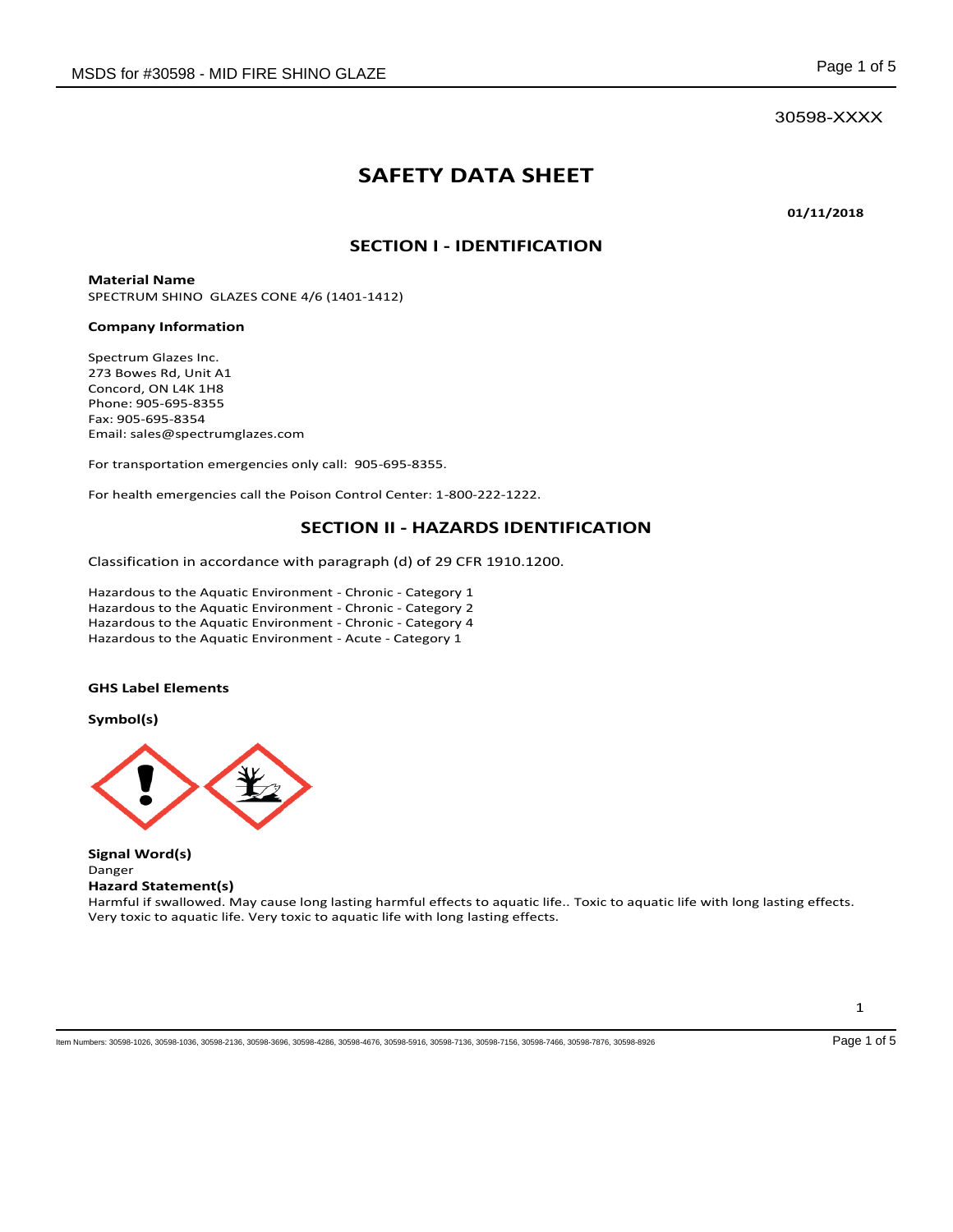30598-XXXX

# SAFETY DATA SHEET

**01/11/2018**

## SECTION I - IDENTIFICATION

**Material Name**
SPECTRUM SHINO GLAZES CONE 4/6 (1401-1412)

**Company Information**

Spectrum Glazes Inc.
273 Bowes Rd, Unit A1
Concord, ON L4K 1H8
Phone: 905-695-8355
Fax: 905-695-8354
Email: sales@spectrumglazes.com

For transportation emergencies only call: 905-695-8355.

For health emergencies call the Poison Control Center: 1-800-222-1222.

## SECTION II - HAZARDS IDENTIFICATION

Classification in accordance with paragraph (d) of 29 CFR 1910.1200.

Hazardous to the Aquatic Environment - Chronic - Category 1
Hazardous to the Aquatic Environment - Chronic - Category 2
Hazardous to the Aquatic Environment - Chronic - Category 4
Hazardous to the Aquatic Environment - Acute - Category 1

**GHS Label Elements**

**Symbol(s)**

**Signal Word(s)**
Danger
**Hazard Statement(s)**
Harmful if swallowed. May cause long lasting harmful effects to aquatic life.. Toxic to aquatic life with long lasting effects. Very toxic to aquatic life. Very toxic to aquatic life with long lasting effects.

Item Numbers: 30598-1026, 30598-1036, 30598-2136, 30598-3696, 30598-4286, 30598-4676, 30598-5916, 30598-7136, 30598-7156, 30598-7466, 30598-7876, 30598-8926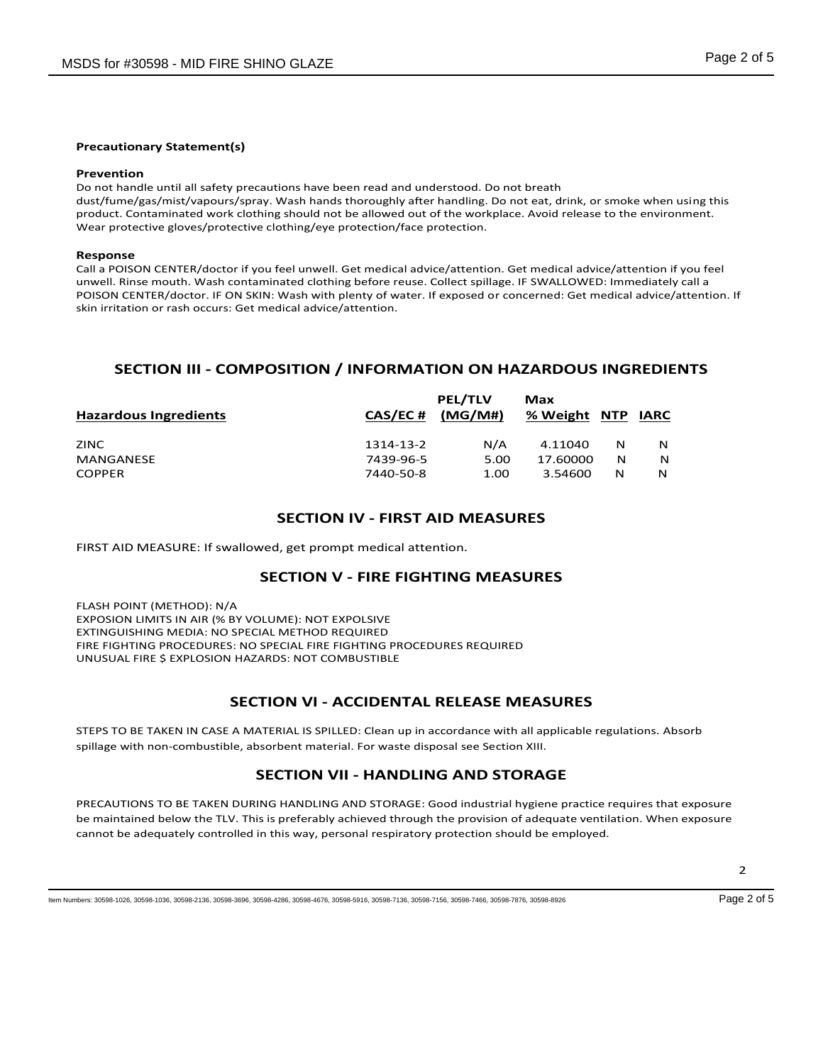**Precautionary Statement(s)**

**Prevention**

Do not handle until all safety precautions have been read and understood. Do not breath dust/fume/gas/mist/vapours/spray. Wash hands thoroughly after handling. Do not eat, drink, or smoke when using this product. Contaminated work clothing should not be allowed out of the workplace. Avoid release to the environment. Wear protective gloves/protective clothing/eye protection/face protection.

**Response**

Call a POISON CENTER/doctor if you feel unwell. Get medical advice/attention. Get medical advice/attention if you feel unwell. Rinse mouth. Wash contaminated clothing before reuse. Collect spillage. IF SWALLOWED: Immediately call a POISON CENTER/doctor. IF ON SKIN: Wash with plenty of water. If exposed or concerned: Get medical advice/attention. If skin irritation or rash occurs: Get medical advice/attention.

## SECTION III - COMPOSITION / INFORMATION ON HAZARDOUS INGREDIENTS

| Hazardous Ingredients | CAS/EC # | PEL/TLV (MG/M#) | Max % Weight | NTP | IARC |
|---|---|---|---|---|---|
| ZINC | 1314-13-2 | N/A | 4.11040 | N | N |
| MANGANESE | 7439-96-5 | 5.00 | 17.60000 | N | N |
| COPPER | 7440-50-8 | 1.00 | 3.54600 | N | N |

## SECTION IV - FIRST AID MEASURES

FIRST AID MEASURE: If swallowed, get prompt medical attention.

## SECTION V - FIRE FIGHTING MEASURES

FLASH POINT (METHOD): N/A
EXPOSION LIMITS IN AIR (% BY VOLUME): NOT EXPOLSIVE
EXTINGUISHING MEDIA: NO SPECIAL METHOD REQUIRED
FIRE FIGHTING PROCEDURES: NO SPECIAL FIRE FIGHTING PROCEDURES REQUIRED
UNUSUAL FIRE $ EXPLOSION HAZARDS: NOT COMBUSTIBLE

## SECTION VI - ACCIDENTAL RELEASE MEASURES

STEPS TO BE TAKEN IN CASE A MATERIAL IS SPILLED: Clean up in accordance with all applicable regulations. Absorb spillage with non-combustible, absorbent material. For waste disposal see Section XIII.

## SECTION VII - HANDLING AND STORAGE

PRECAUTIONS TO BE TAKEN DURING HANDLING AND STORAGE: Good industrial hygiene practice requires that exposure be maintained below the TLV. This is preferably achieved through the provision of adequate ventilation. When exposure cannot be adequately controlled in this way, personal respiratory protection should be employed.

Item Numbers: 30598-1026, 30598-1036, 30598-2136, 30598-3696, 30598-4286, 30598-4676, 30598-5916, 30598-7136, 30598-7156, 30598-7466, 30598-7876, 30598-8926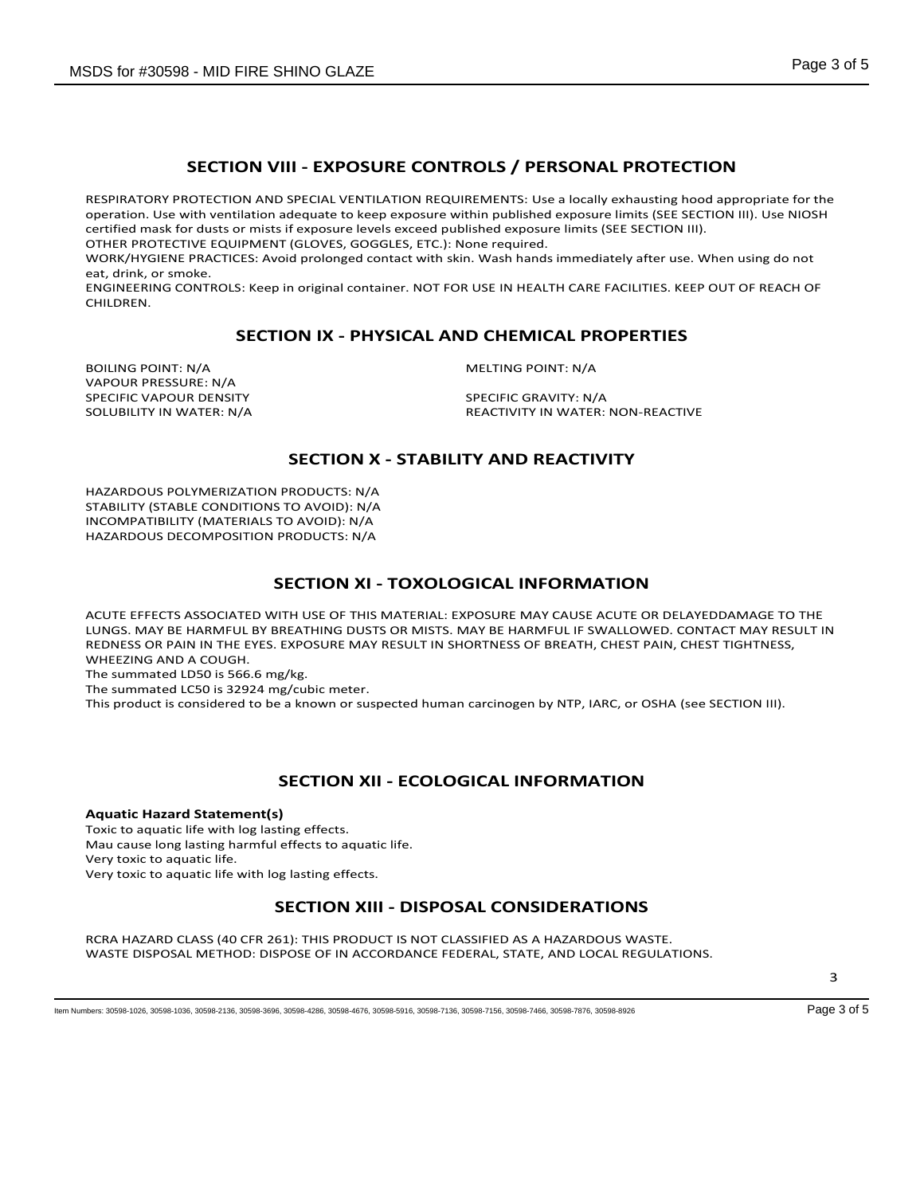## SECTION VIII - EXPOSURE CONTROLS / PERSONAL PROTECTION

RESPIRATORY PROTECTION AND SPECIAL VENTILATION REQUIREMENTS: Use a locally exhausting hood appropriate for the operation. Use with ventilation adequate to keep exposure within published exposure limits (SEE SECTION III). Use NIOSH certified mask for dusts or mists if exposure levels exceed published exposure limits (SEE SECTION III).
OTHER PROTECTIVE EQUIPMENT (GLOVES, GOGGLES, ETC.): None required.
WORK/HYGIENE PRACTICES: Avoid prolonged contact with skin. Wash hands immediately after use. When using do not eat, drink, or smoke.
ENGINEERING CONTROLS: Keep in original container. NOT FOR USE IN HEALTH CARE FACILITIES. KEEP OUT OF REACH OF CHILDREN.

## SECTION IX - PHYSICAL AND CHEMICAL PROPERTIES

BOILING POINT: N/A
VAPOUR PRESSURE: N/A
SPECIFIC VAPOUR DENSITY
SOLUBILITY IN WATER: N/A
MELTING POINT: N/A
SPECIFIC GRAVITY: N/A
REACTIVITY IN WATER: NON-REACTIVE

## SECTION X - STABILITY AND REACTIVITY

HAZARDOUS POLYMERIZATION PRODUCTS: N/A
STABILITY (STABLE CONDITIONS TO AVOID): N/A
INCOMPATIBILITY (MATERIALS TO AVOID): N/A
HAZARDOUS DECOMPOSITION PRODUCTS: N/A

## SECTION XI - TOXOLOGICAL INFORMATION

ACUTE EFFECTS ASSOCIATED WITH USE OF THIS MATERIAL: EXPOSURE MAY CAUSE ACUTE OR DELAYEDDAMAGE TO THE LUNGS. MAY BE HARMFUL BY BREATHING DUSTS OR MISTS. MAY BE HARMFUL IF SWALLOWED. CONTACT MAY RESULT IN REDNESS OR PAIN IN THE EYES. EXPOSURE MAY RESULT IN SHORTNESS OF BREATH, CHEST PAIN, CHEST TIGHTNESS, WHEEZING AND A COUGH.
The summated LD50 is 566.6 mg/kg.
The summated LC50 is 32924 mg/cubic meter.
This product is considered to be a known or suspected human carcinogen by NTP, IARC, or OSHA (see SECTION III).

## SECTION XII - ECOLOGICAL INFORMATION

**Aquatic Hazard Statement(s)**
Toxic to aquatic life with log lasting effects.
Mau cause long lasting harmful effects to aquatic life.
Very toxic to aquatic life.
Very toxic to aquatic life with log lasting effects.

## SECTION XIII - DISPOSAL CONSIDERATIONS

RCRA HAZARD CLASS (40 CFR 261): THIS PRODUCT IS NOT CLASSIFIED AS A HAZARDOUS WASTE.
WASTE DISPOSAL METHOD: DISPOSE OF IN ACCORDANCE FEDERAL, STATE, AND LOCAL REGULATIONS.

Item Numbers: 30598-1026, 30598-1036, 30598-2136, 30598-3696, 30598-4286, 30598-4676, 30598-5916, 30598-7136, 30598-7156, 30598-7466, 30598-7876, 30598-8926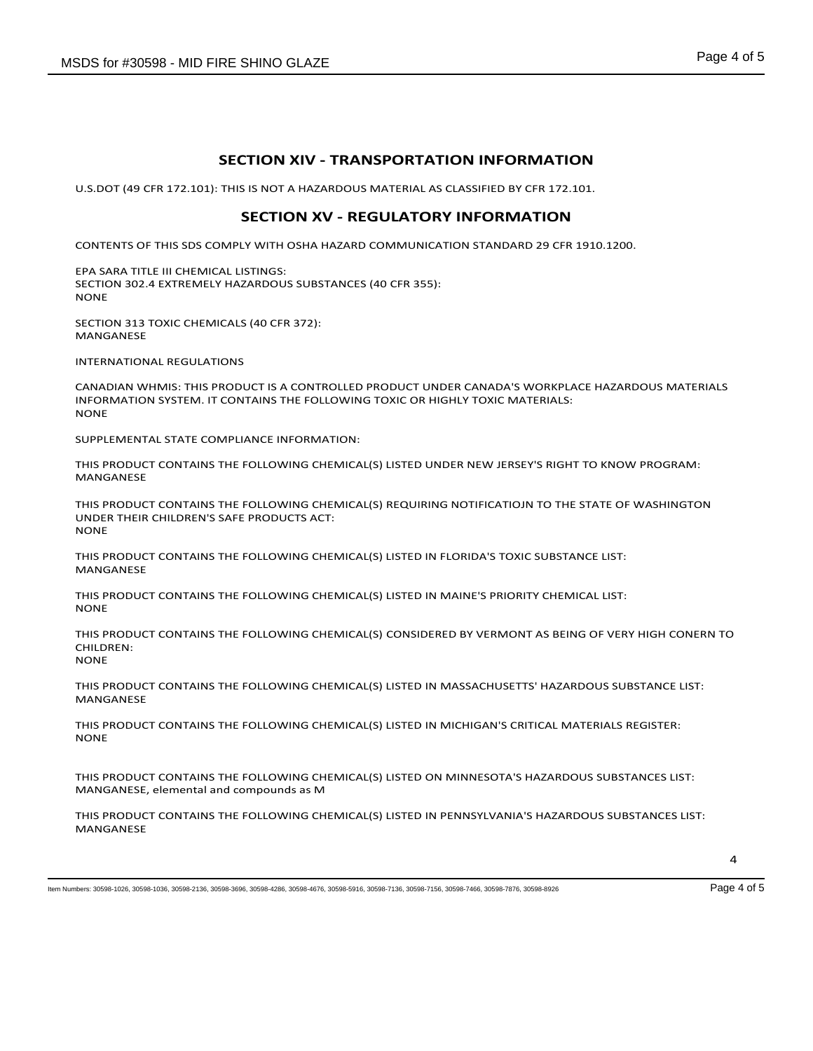## SECTION XIV - TRANSPORTATION INFORMATION

U.S.DOT (49 CFR 172.101): THIS IS NOT A HAZARDOUS MATERIAL AS CLASSIFIED BY CFR 172.101.

## SECTION XV - REGULATORY INFORMATION

CONTENTS OF THIS SDS COMPLY WITH OSHA HAZARD COMMUNICATION STANDARD 29 CFR 1910.1200.

EPA SARA TITLE III CHEMICAL LISTINGS:
SECTION 302.4 EXTREMELY HAZARDOUS SUBSTANCES (40 CFR 355):
NONE

SECTION 313 TOXIC CHEMICALS (40 CFR 372):
MANGANESE

INTERNATIONAL REGULATIONS

CANADIAN WHMIS: THIS PRODUCT IS A CONTROLLED PRODUCT UNDER CANADA'S WORKPLACE HAZARDOUS MATERIALS INFORMATION SYSTEM. IT CONTAINS THE FOLLOWING TOXIC OR HIGHLY TOXIC MATERIALS:
NONE

SUPPLEMENTAL STATE COMPLIANCE INFORMATION:

THIS PRODUCT CONTAINS THE FOLLOWING CHEMICAL(S) LISTED UNDER NEW JERSEY'S RIGHT TO KNOW PROGRAM:
MANGANESE

THIS PRODUCT CONTAINS THE FOLLOWING CHEMICAL(S) REQUIRING NOTIFICATIOJN TO THE STATE OF WASHINGTON UNDER THEIR CHILDREN'S SAFE PRODUCTS ACT:
NONE

THIS PRODUCT CONTAINS THE FOLLOWING CHEMICAL(S) LISTED IN FLORIDA'S TOXIC SUBSTANCE LIST:
MANGANESE

THIS PRODUCT CONTAINS THE FOLLOWING CHEMICAL(S) LISTED IN MAINE'S PRIORITY CHEMICAL LIST:
NONE

THIS PRODUCT CONTAINS THE FOLLOWING CHEMICAL(S) CONSIDERED BY VERMONT AS BEING OF VERY HIGH CONERN TO CHILDREN:
NONE

THIS PRODUCT CONTAINS THE FOLLOWING CHEMICAL(S) LISTED IN MASSACHUSETTS' HAZARDOUS SUBSTANCE LIST:
MANGANESE

THIS PRODUCT CONTAINS THE FOLLOWING CHEMICAL(S) LISTED IN MICHIGAN'S CRITICAL MATERIALS REGISTER:
NONE

THIS PRODUCT CONTAINS THE FOLLOWING CHEMICAL(S) LISTED ON MINNESOTA'S HAZARDOUS SUBSTANCES LIST:
MANGANESE, elemental and compounds as M

THIS PRODUCT CONTAINS THE FOLLOWING CHEMICAL(S) LISTED IN PENNSYLVANIA'S HAZARDOUS SUBSTANCES LIST:
MANGANESE

Item Numbers: 30598-1026, 30598-1036, 30598-2136, 30598-3696, 30598-4286, 30598-4676, 30598-5916, 30598-7136, 30598-7156, 30598-7466, 30598-7876, 30598-8926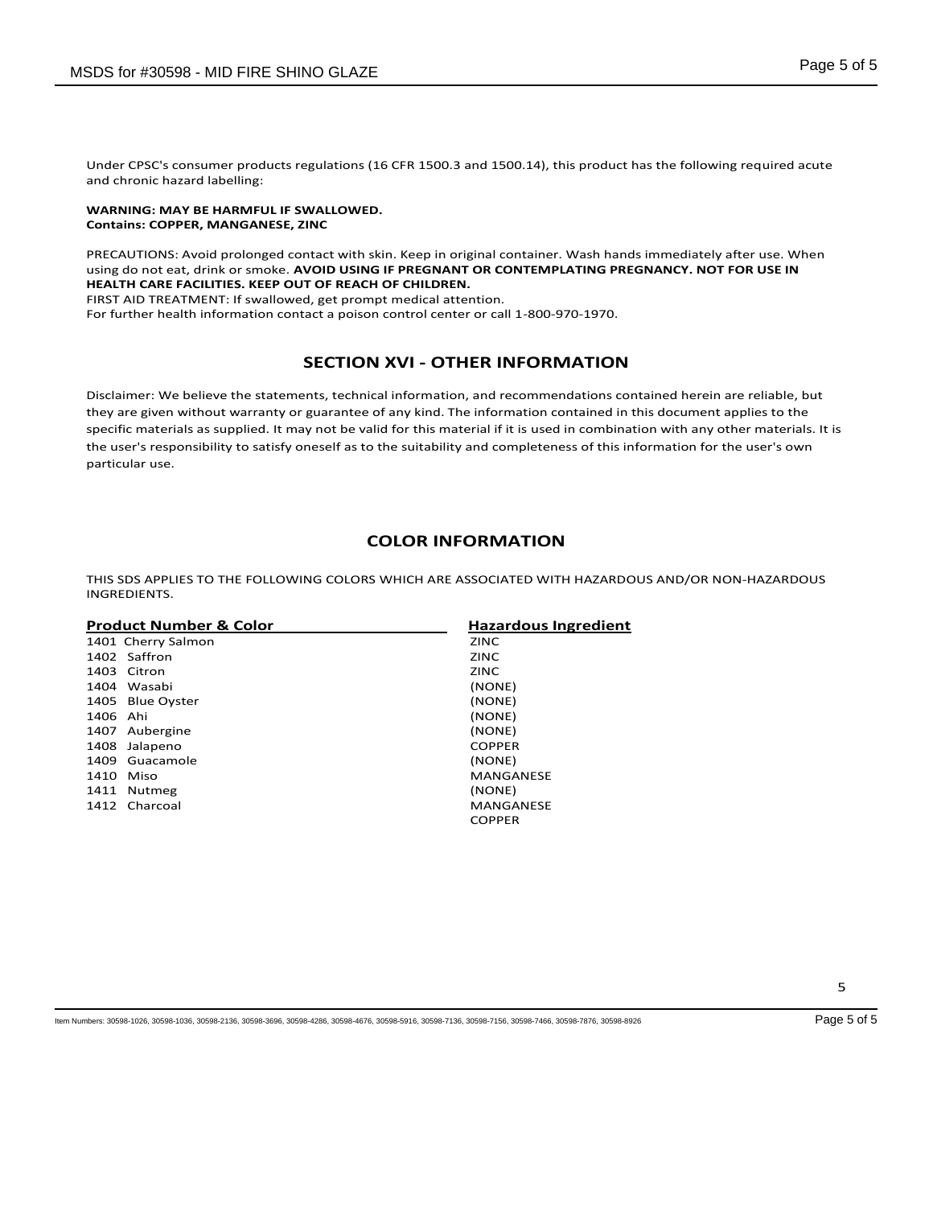Under CPSC's consumer products regulations (16 CFR 1500.3 and 1500.14), this product has the following required acute and chronic hazard labelling:

**WARNING: MAY BE HARMFUL IF SWALLOWED.**
**Contains: COPPER, MANGANESE, ZINC**

PRECAUTIONS: Avoid prolonged contact with skin. Keep in original container. Wash hands immediately after use. When using do not eat, drink or smoke. **AVOID USING IF PREGNANT OR CONTEMPLATING PREGNANCY. NOT FOR USE IN HEALTH CARE FACILITIES. KEEP OUT OF REACH OF CHILDREN.**
FIRST AID TREATMENT: If swallowed, get prompt medical attention.
For further health information contact a poison control center or call 1-800-970-1970.

## SECTION XVI - OTHER INFORMATION

Disclaimer: We believe the statements, technical information, and recommendations contained herein are reliable, but they are given without warranty or guarantee of any kind. The information contained in this document applies to the specific materials as supplied. It may not be valid for this material if it is used in combination with any other materials. It is the user's responsibility to satisfy oneself as to the suitability and completeness of this information for the user's own particular use.

## COLOR INFORMATION

THIS SDS APPLIES TO THE FOLLOWING COLORS WHICH ARE ASSOCIATED WITH HAZARDOUS AND/OR NON-HAZARDOUS INGREDIENTS.

| Product Number & Color | Hazardous Ingredient |
|---|---|
| 1401 Cherry Salmon | ZINC |
| 1402 Saffron | ZINC |
| 1403 Citron | ZINC |
| 1404 Wasabi | (NONE) |
| 1405 Blue Oyster | (NONE) |
| 1406 Ahi | (NONE) |
| 1407 Aubergine | (NONE) |
| 1408 Jalapeno | COPPER |
| 1409 Guacamole | (NONE) |
| 1410 Miso | MANGANESE |
| 1411 Nutmeg | (NONE) |
| 1412 Charcoal | MANGANESE<br>COPPER |

Item Numbers: 30598-1026, 30598-1036, 30598-2136, 30598-3696, 30598-4286, 30598-4676, 30598-5916, 30598-7136, 30598-7156, 30598-7466, 30598-7876, 30598-8926